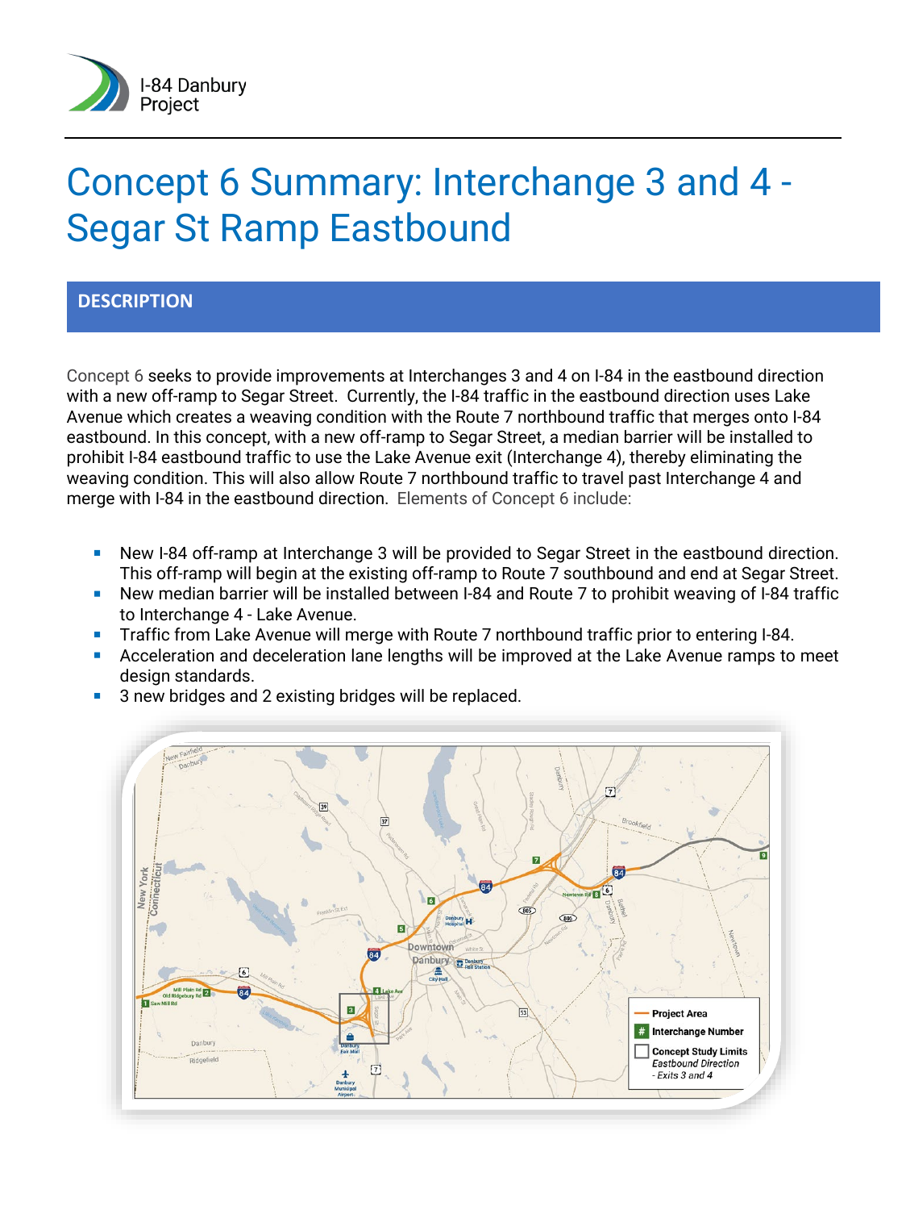# Concept 6 Summary: Interchange 3 and 4 - Segar St Ramp Eastbound

## DESCRIPTION

Concept 6 seeks to provide improvements at Interchanges 3 and 4 on I-84 in the eastbound direction with a new off-ramp to Segar Street. Currently, the I-84 traffic in the eastbound direction uses Lake Avenue which creates a weaving condition with the Route 7 northbound traffic that merges onto I-84 eastbound. In this concept, with a new off-ramp to Segar Street, a median barrier will be installed to prohibit I-84 eastbound traffic to use the Lake Avenue exit (Interchange 4), thereby eliminating the weaving condition. This will also allow Route 7 northbound traffic to travel past Interchange 4 and merge with I-84 in the eastbound direction. Elements of Concept 6 include:

- New I-84 off-ramp at Interchange 3 will be provided to Segar Street in the eastbound direction. This off-ramp will begin at the existing off-ramp to Route 7 southbound and end at Segar Street.
- New median barrier will be installed between I-84 and Route 7 to prohibit weaving of I-84 traffic to Interchange 4 - Lake Avenue.
- Traffic from Lake Avenue will merge with Route 7 northbound traffic prior to entering I-84.
- Acceleration and deceleration lane lengths will be improved at the Lake Avenue ramps to meet design standards.
- 3 new bridges and 2 existing bridges will be replaced.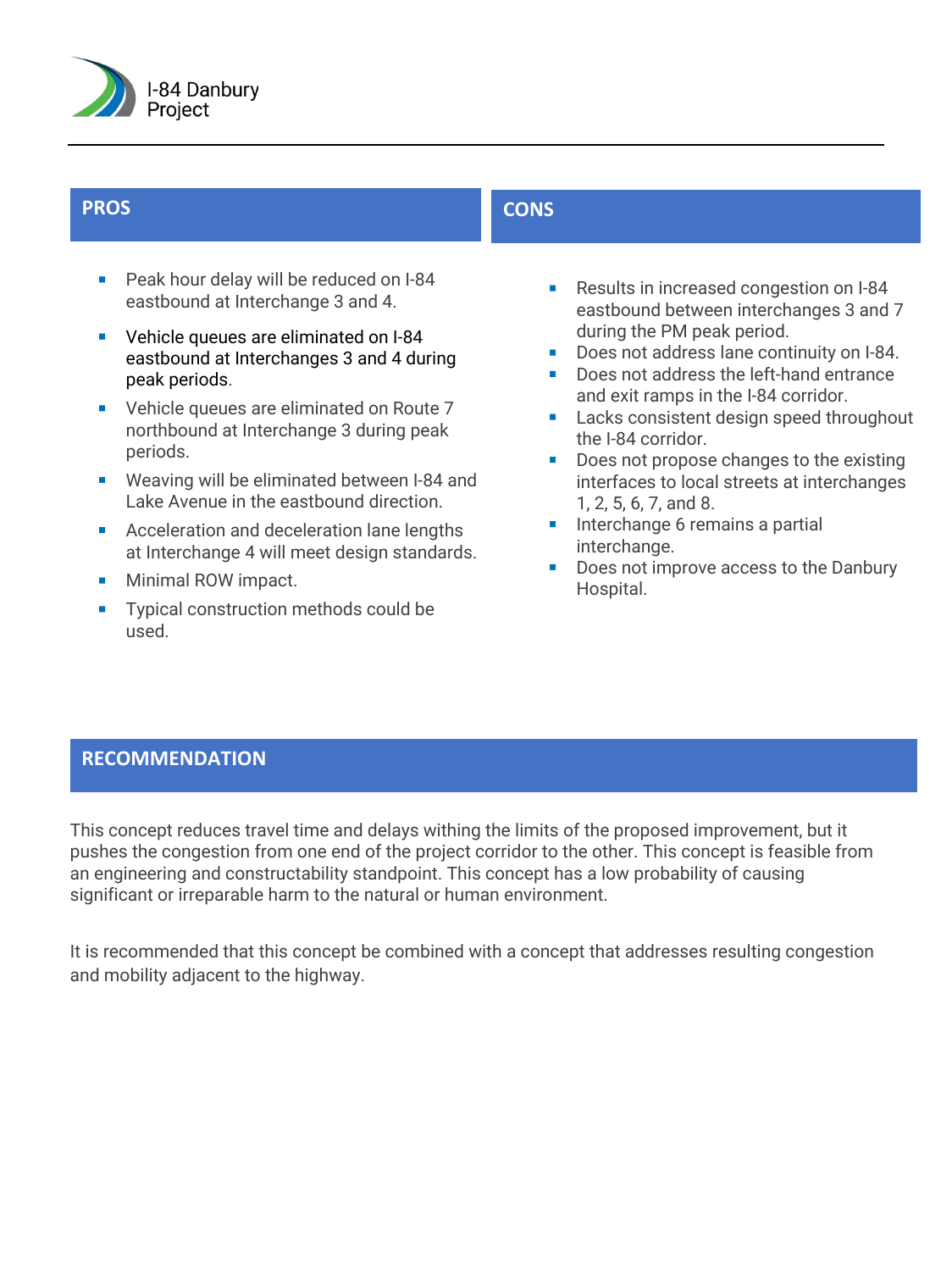## PROS

- Peak hour delay will be reduced on I-84 eastbound at Interchange 3 and 4.
- Vehicle queues are eliminated on I-84 eastbound at Interchanges 3 and 4 during peak periods.
- Vehicle queues are eliminated on Route 7 northbound at Interchange 3 during peak periods.
- Weaving will be eliminated between I-84 and Lake Avenue in the eastbound direction.
- Acceleration and deceleration lane lengths at Interchange 4 will meet design standards.
- Minimal ROW impact.
- Typical construction methods could be used.

## CONS

- Results in increased congestion on I-84 eastbound between interchanges 3 and 7 during the PM peak period.
- Does not address lane continuity on I-84.
- Does not address the left-hand entrance and exit ramps in the I-84 corridor.
- Lacks consistent design speed throughout the I-84 corridor.
- Does not propose changes to the existing interfaces to local streets at interchanges 1, 2, 5, 6, 7, and 8.
- Interchange 6 remains a partial interchange.
- Does not improve access to the Danbury Hospital.

## RECOMMENDATION

This concept reduces travel time and delays withing the limits of the proposed improvement, but it pushes the congestion from one end of the project corridor to the other. This concept is feasible from an engineering and constructability standpoint. This concept has a low probability of causing significant or irreparable harm to the natural or human environment.

It is recommended that this concept be combined with a concept that addresses resulting congestion and mobility adjacent to the highway.